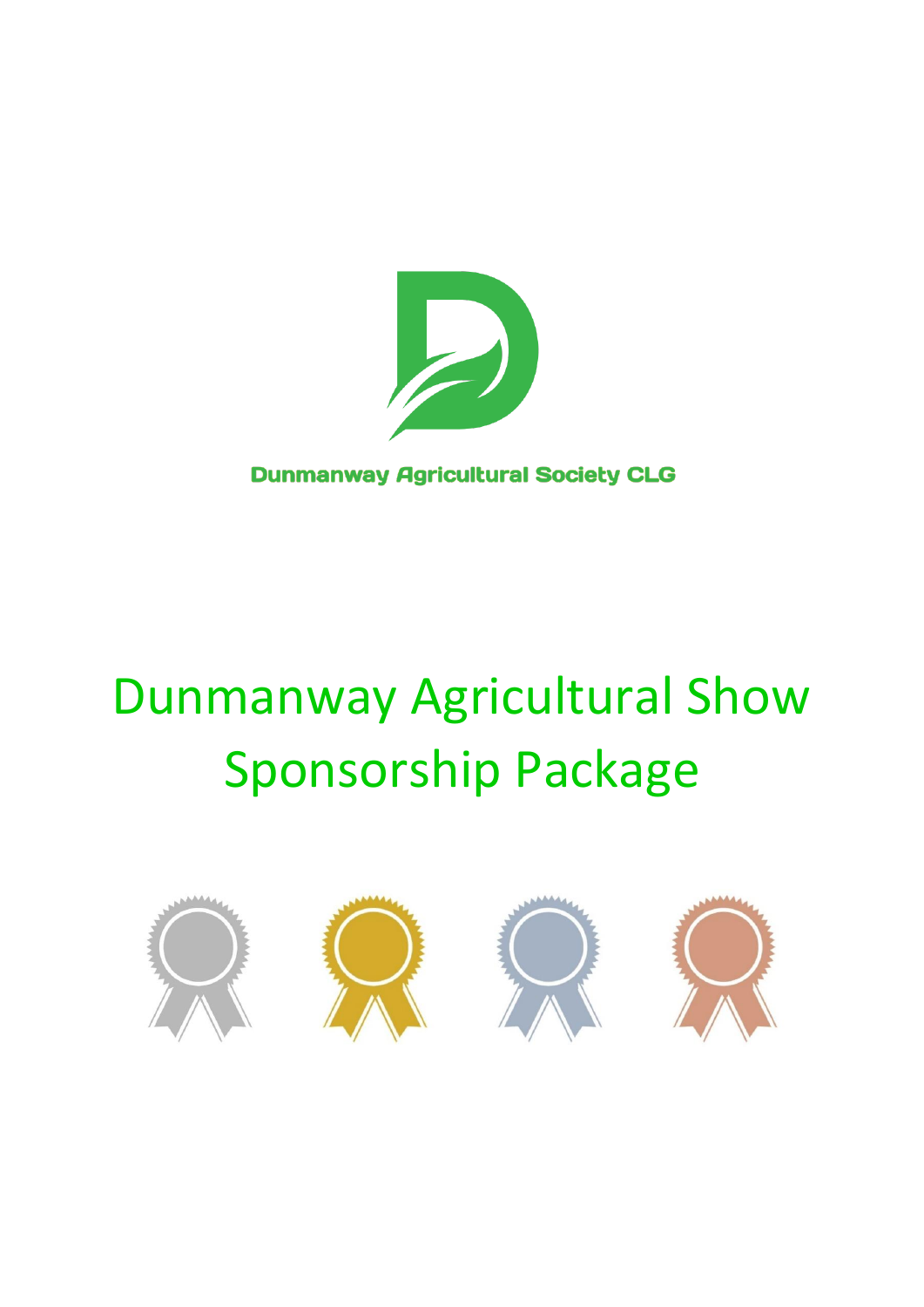Dunmanway Agricultural Society CLG

# Dunmanway Agricultural Show Sponsorship Package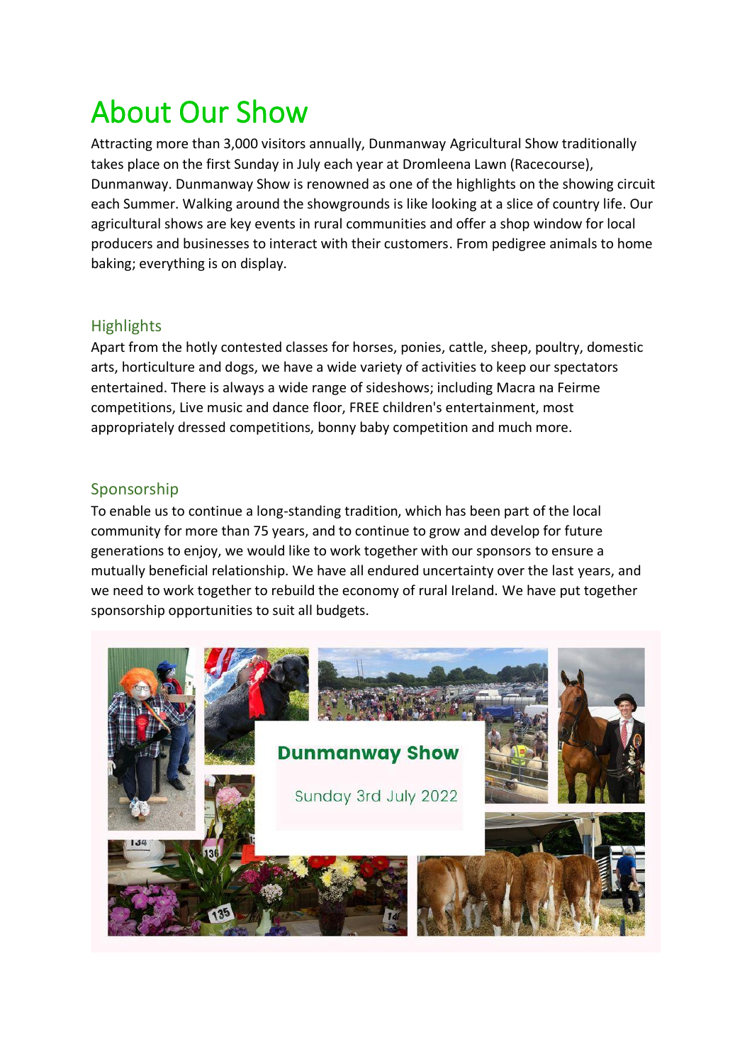# About Our Show

Attracting more than 3,000 visitors annually, Dunmanway Agricultural Show traditionally takes place on the first Sunday in July each year at Dromleena Lawn (Racecourse), Dunmanway. Dunmanway Show is renowned as one of the highlights on the showing circuit each Summer. Walking around the showgrounds is like looking at a slice of country life. Our agricultural shows are key events in rural communities and offer a shop window for local producers and businesses to interact with their customers. From pedigree animals to home baking; everything is on display.

## Highlights

Apart from the hotly contested classes for horses, ponies, cattle, sheep, poultry, domestic arts, horticulture and dogs, we have a wide variety of activities to keep our spectators entertained. There is always a wide range of sideshows; including Macra na Feirme competitions, Live music and dance floor, FREE children's entertainment, most appropriately dressed competitions, bonny baby competition and much more.

## Sponsorship

To enable us to continue a long-standing tradition, which has been part of the local community for more than 75 years, and to continue to grow and develop for future generations to enjoy, we would like to work together with our sponsors to ensure a mutually beneficial relationship. We have all endured uncertainty over the last years, and we need to work together to rebuild the economy of rural Ireland. We have put together sponsorship opportunities to suit all budgets.

**Dunmanway Show**

Sunday 3rd July 2022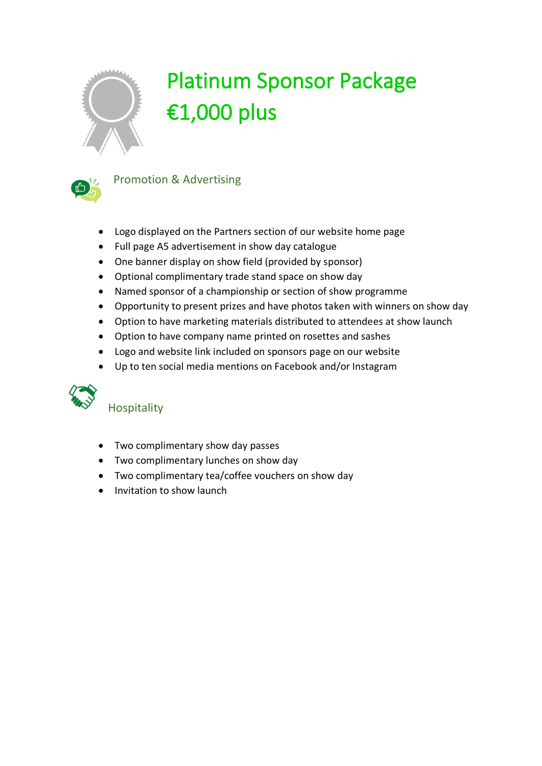# Platinum Sponsor Package

# €1,000 plus

## Promotion & Advertising

- Logo displayed on the Partners section of our website home page
- Full page A5 advertisement in show day catalogue
- One banner display on show field (provided by sponsor)
- Optional complimentary trade stand space on show day
- Named sponsor of a championship or section of show programme
- Opportunity to present prizes and have photos taken with winners on show day
- Option to have marketing materials distributed to attendees at show launch
- Option to have company name printed on rosettes and sashes
- Logo and website link included on sponsors page on our website
- Up to ten social media mentions on Facebook and/or Instagram

## Hospitality

- Two complimentary show day passes
- Two complimentary lunches on show day
- Two complimentary tea/coffee vouchers on show day
- Invitation to show launch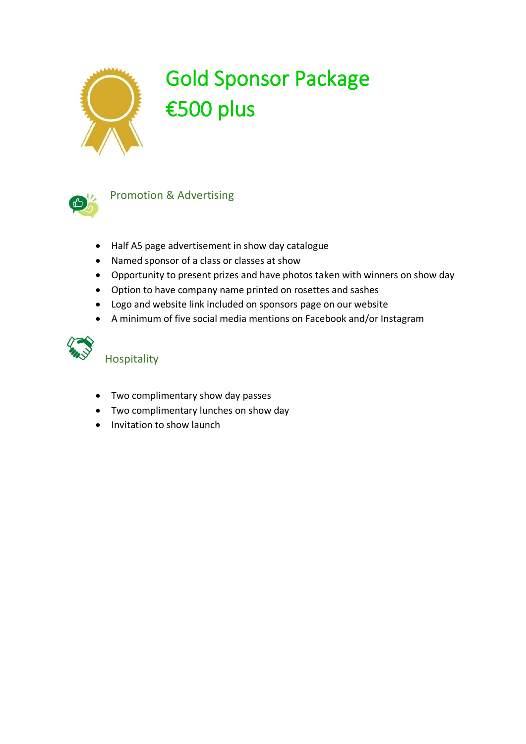# Gold Sponsor Package

# €500 plus

## Promotion & Advertising

- Half A5 page advertisement in show day catalogue
- Named sponsor of a class or classes at show
- Opportunity to present prizes and have photos taken with winners on show day
- Option to have company name printed on rosettes and sashes
- Logo and website link included on sponsors page on our website
- A minimum of five social media mentions on Facebook and/or Instagram

## Hospitality

- Two complimentary show day passes
- Two complimentary lunches on show day
- Invitation to show launch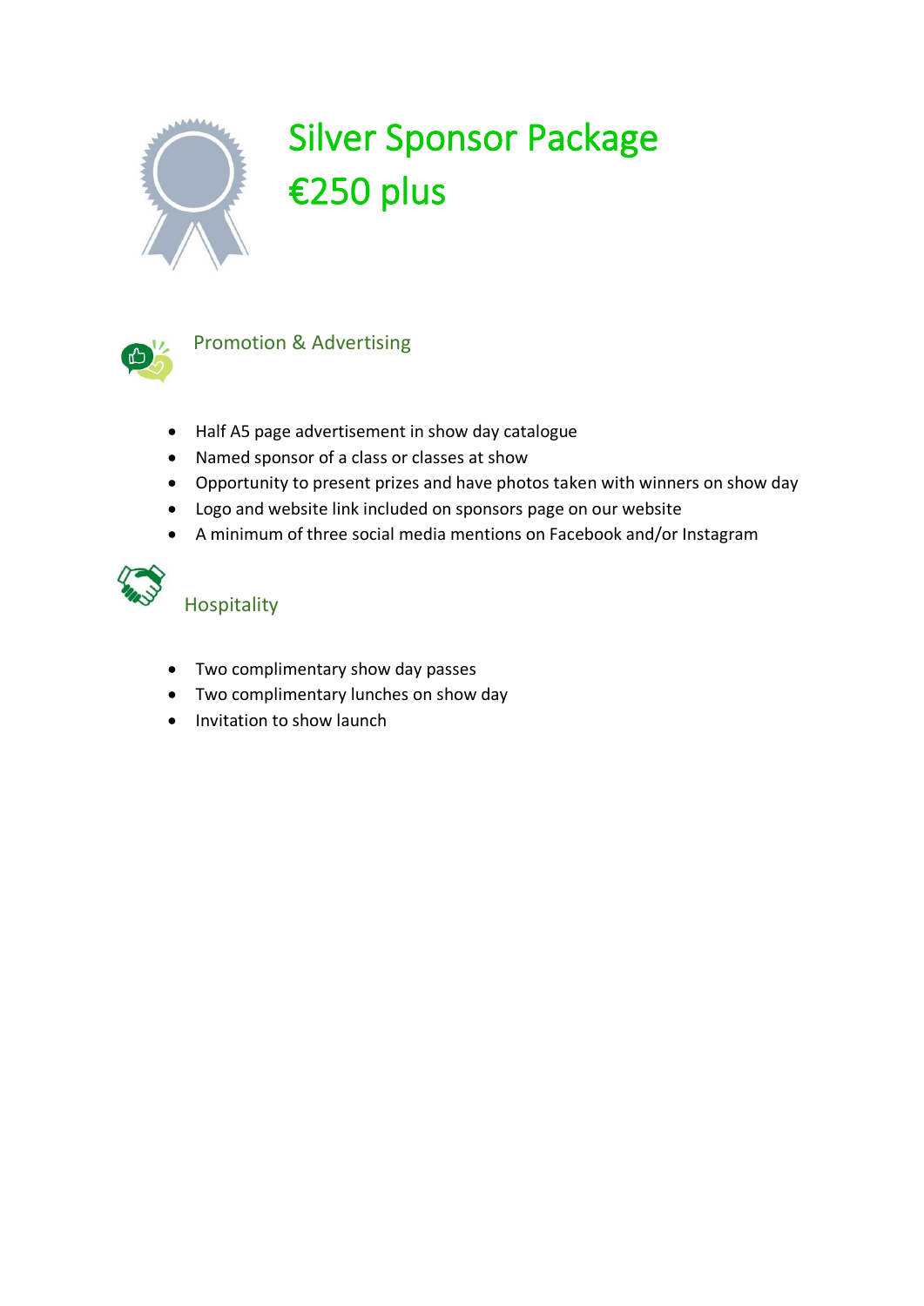# Silver Sponsor Package

# €250 plus

## Promotion & Advertising

- Half A5 page advertisement in show day catalogue
- Named sponsor of a class or classes at show
- Opportunity to present prizes and have photos taken with winners on show day
- Logo and website link included on sponsors page on our website
- A minimum of three social media mentions on Facebook and/or Instagram

## Hospitality

- Two complimentary show day passes
- Two complimentary lunches on show day
- Invitation to show launch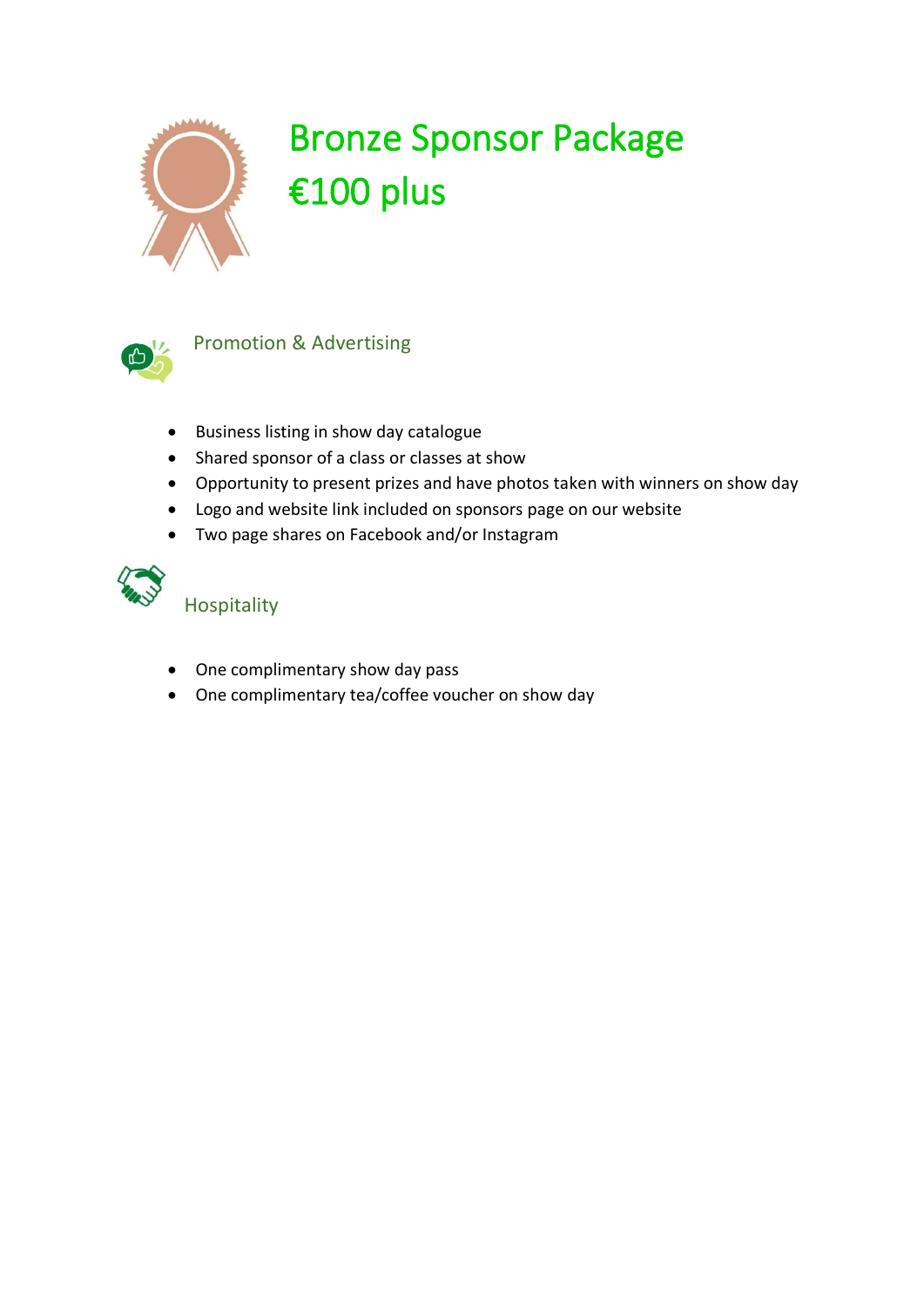# Bronze Sponsor Package

# €100 plus

## Promotion & Advertising

- Business listing in show day catalogue
- Shared sponsor of a class or classes at show
- Opportunity to present prizes and have photos taken with winners on show day
- Logo and website link included on sponsors page on our website
- Two page shares on Facebook and/or Instagram

## Hospitality

- One complimentary show day pass
- One complimentary tea/coffee voucher on show day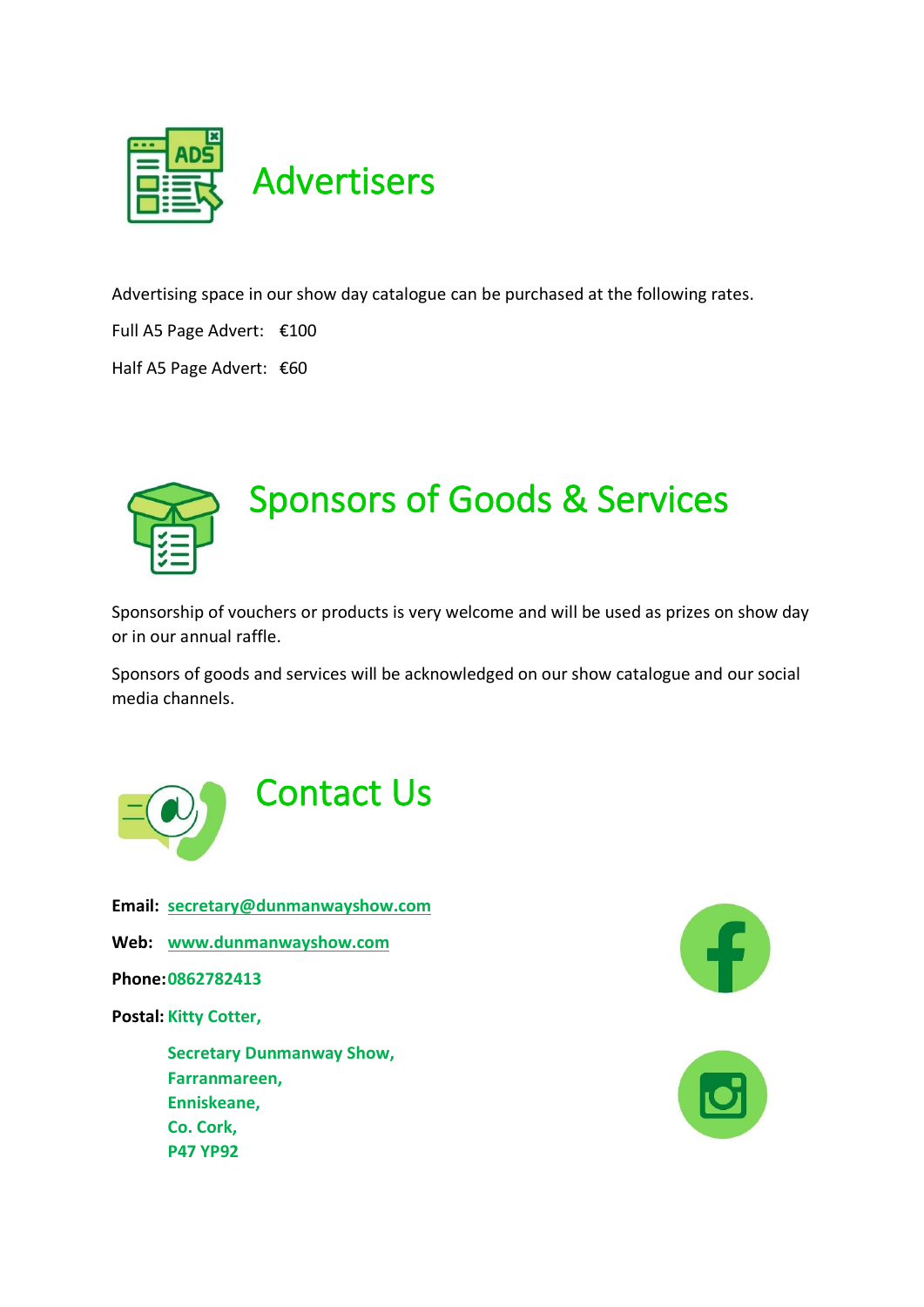# Advertisers

Advertising space in our show day catalogue can be purchased at the following rates.

Full A5 Page Advert: €100

Half A5 Page Advert: €60

# Sponsors of Goods & Services

Sponsorship of vouchers or products is very welcome and will be used as prizes on show day or in our annual raffle.

Sponsors of goods and services will be acknowledged on our show catalogue and our social media channels.

# Contact Us

**Email:** secretary@dunmanwayshow.com

**Web:** www.dunmanwayshow.com

**Phone:** 0862782413

**Postal:** Kitty Cotter,

Secretary Dunmanway Show,
Farranmareen,
Enniskeane,
Co. Cork,
P47 YP92